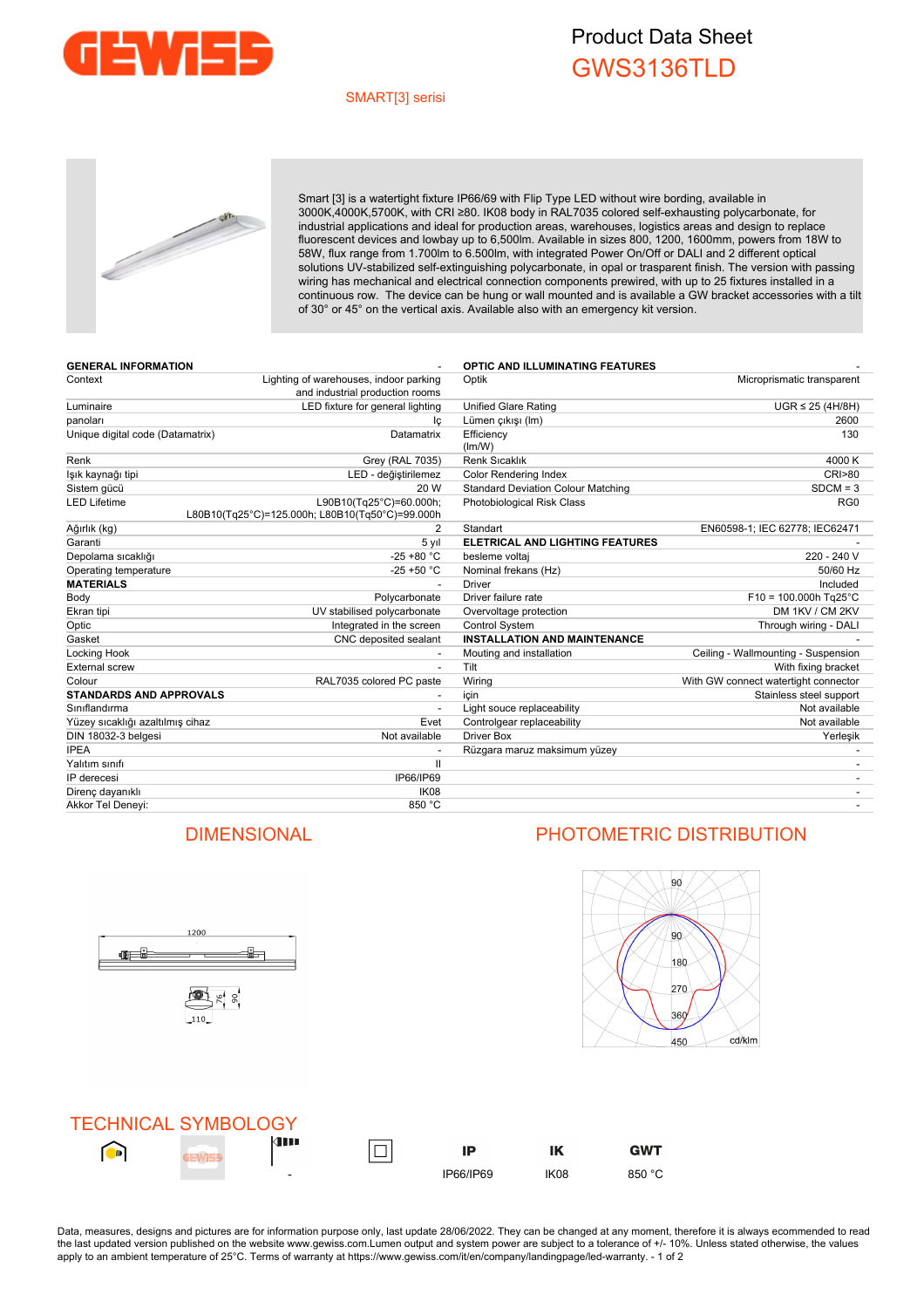# Product Data Sheet

## GWS3136TLD

SMART[3] serisi

Smart [3] is a watertight fixture IP66/69 with Flip Type LED without wire bording, available in 3000K,4000K,5700K, with CRI ≥80. IK08 body in RAL7035 colored self-exhausting polycarbonate, for industrial applications and ideal for production areas, warehouses, logistics areas and design to replace fluorescent devices and lowbay up to 6,500lm. Available in sizes 800, 1200, 1600mm, powers from 18W to 58W, flux range from 1.700lm to 6.500lm, with integrated Power On/Off or DALI and 2 different optical solutions UV-stabilized self-extinguishing polycarbonate, in opal or trasparent finish. The version with passing wiring has mechanical and electrical connection components prewired, with up to 25 fixtures installed in a continuous row. The device can be hung or wall mounted and is available a GW bracket accessories with a tilt of 30° or 45° on the vertical axis. Available also with an emergency kit version.

| GENERAL INFORMATION | - |
|---|---|
| Context | Lighting of warehouses, indoor parking and industrial production rooms |
| Luminaire | LED fixture for general lighting |
| panoları | Iç |
| Unique digital code (Datamatrix) | Datamatrix |
| Renk | Grey (RAL 7035) |
| Işık kaynağı tipi | LED - değiştirilemez |
| Sistem gücü | 20 W |
| LED Lifetime | L90B10(Tq25°C)=60.000h; L80B10(Tq25°C)=125.000h; L80B10(Tq50°C)=99.000h |
| Ağırlık (kg) | 2 |
| Garanti | 5 yıl |
| Depolama sıcaklığı | -25 +80 °C |
| Operating temperature | -25 +50 °C |
| **MATERIALS** | - |
| Body | Polycarbonate |
| Ekran tipi | UV stabilised polycarbonate |
| Optic | Integrated in the screen |
| Gasket | CNC deposited sealant |
| Locking Hook | - |
| External screw | - |
| Colour | RAL7035 colored PC paste |
| **STANDARDS AND APPROVALS** | - |
| Sınıflandırma | - |
| Yüzey sıcaklığı azaltılmış cihaz | Evet |
| DIN 18032-3 belgesi | Not available |
| IPEA | - |
| Yalıtım sınıfı | II |
| IP derecesi | IP66/IP69 |
| Direnç dayanıklı | IK08 |
| Akkor Tel Deneyi: | 850 °C |

| OPTIC AND ILLUMINATING FEATURES | - |
|---|---|
| Optik | Microprismatic transparent |
| Unified Glare Rating | UGR ≤ 25 (4H/8H) |
| Lümen çıkışı (lm) | 2600 |
| Efficiency (lm/W) | 130 |
| Renk Sıcaklık | 4000 K |
| Color Rendering Index | CRI>80 |
| Standard Deviation Colour Matching | SDCM = 3 |
| Photobiological Risk Class | RG0 |
| Standart | EN60598-1; IEC 62778; IEC62471 |
| **ELETRICAL AND LIGHTING FEATURES** | - |
| besleme voltaj | 220 - 240 V |
| Nominal frekans (Hz) | 50/60 Hz |
| Driver | Included |
| Driver failure rate | F10 = 100.000h Tq25°C |
| Overvoltage protection | DM 1KV / CM 2KV |
| Control System | Through wiring - DALI |
| **INSTALLATION AND MAINTENANCE** | - |
| Mouting and installation | Ceiling - Wallmounting - Suspension |
| Tilt | With fixing bracket |
| Wiring | With GW connect watertight connector |
| için | Stainless steel support |
| Light souce replaceability | Not available |
| Controlgear replaceability | Not available |
| Driver Box | Yerleşik |
| Rüzgara maruz maksimum yüzey | - |

## DIMENSIONAL

1200

110 76 90

## PHOTOMETRIC DISTRIBUTION

90 90 180 270 360 450 cd/klm

## TECHNICAL SYMBOLOGY

| | | | | IP | IK | GWT |
|---|---|---|---|---|---|---|
| | | - | | IP66/IP69 | IK08 | 850 °C |

Data, measures, designs and pictures are for information purpose only, last update 28/06/2022. They can be changed at any moment, therefore it is always ecommended to read the last updated version published on the website www.gewiss.com.Lumen output and system power are subject to a tolerance of +/- 10%. Unless stated otherwise, the values apply to an ambient temperature of 25°C. Terms of warranty at https://www.gewiss.com/it/en/company/landingpage/led-warranty.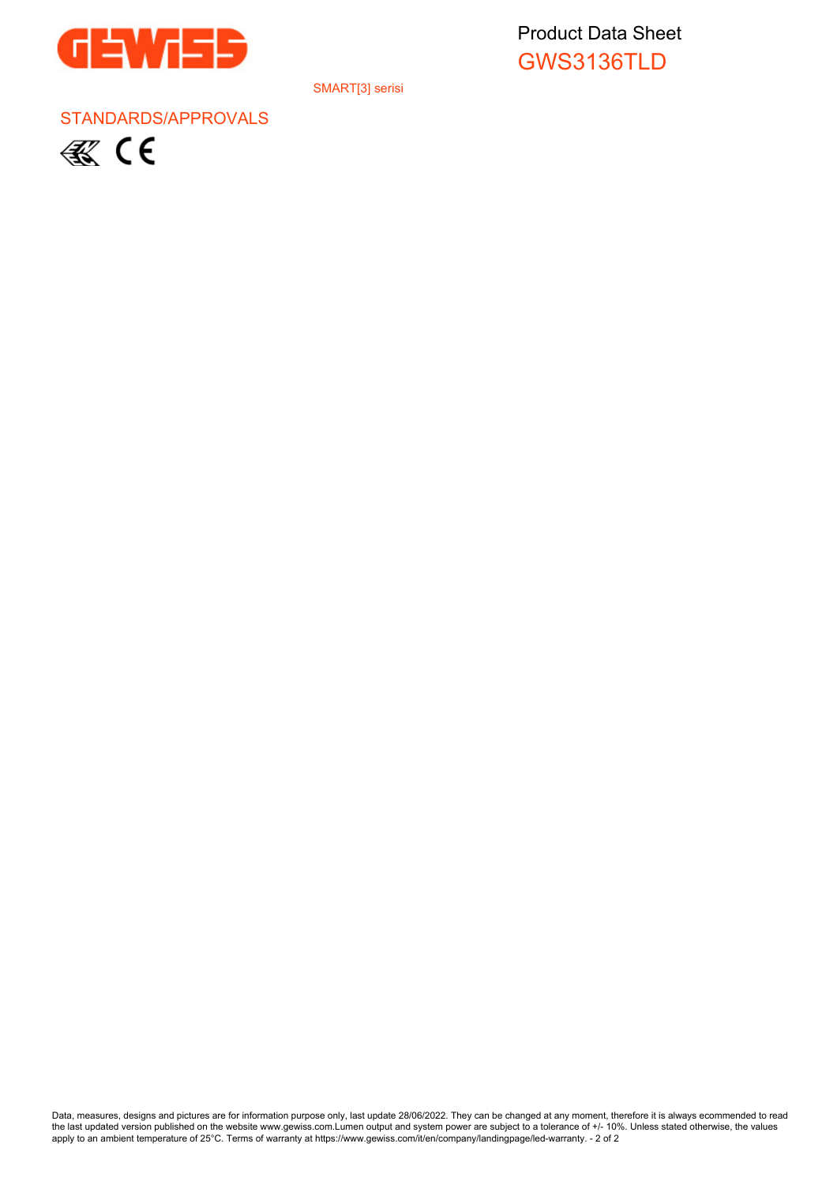Product Data Sheet

GWS3136TLD

SMART[3] serisi

## STANDARDS/APPROVALS

Data, measures, designs and pictures are for information purpose only, last update 28/06/2022. They can be changed at any moment, therefore it is always ecommended to read the last updated version published on the website www.gewiss.com.Lumen output and system power are subject to a tolerance of +/- 10%. Unless stated otherwise, the values apply to an ambient temperature of 25°C. Terms of warranty at https://www.gewiss.com/it/en/company/landingpage/led-warranty.